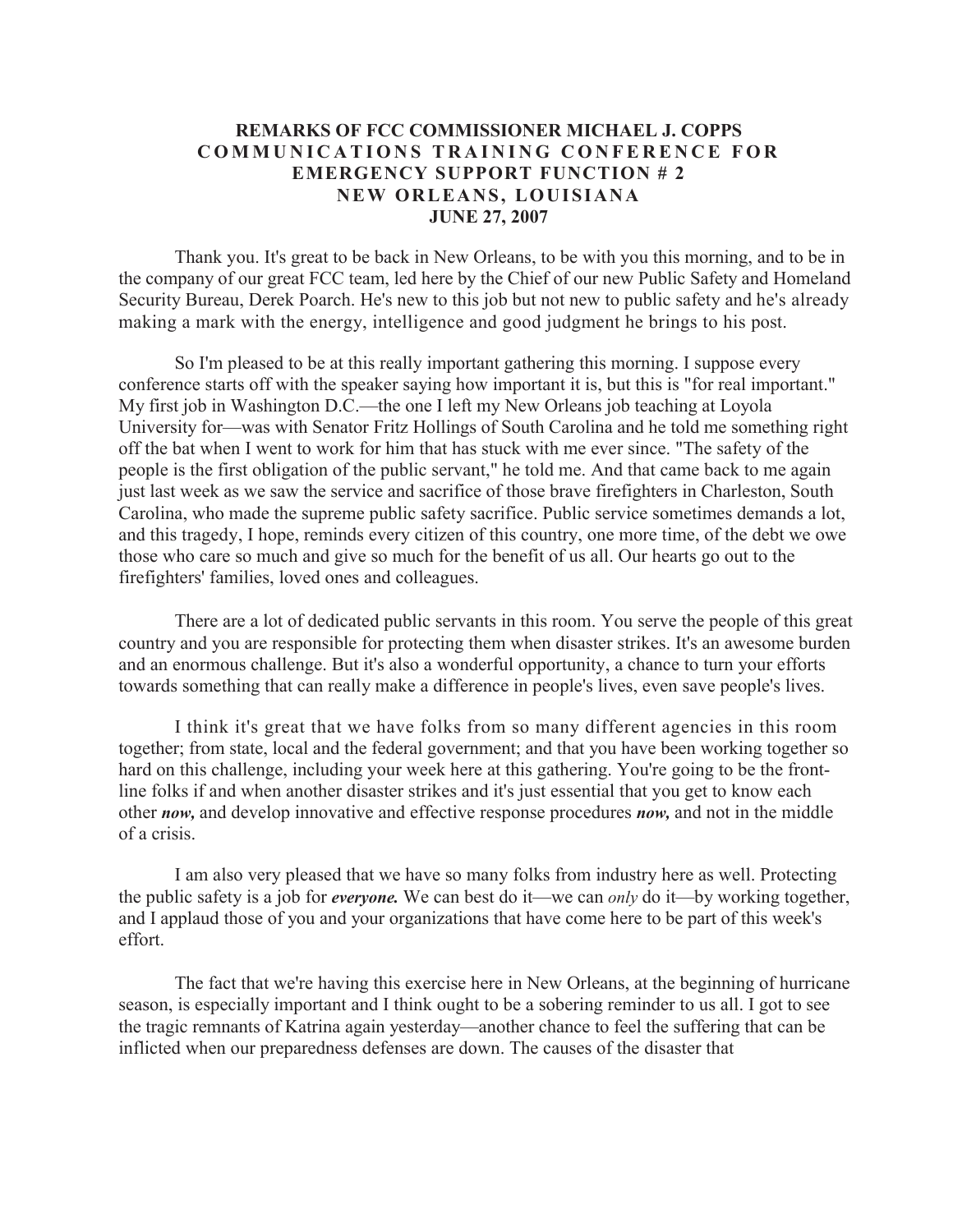# REMARKS OF FCC COMMISSIONER MICHAEL J. COPPS
## COMMUNICATIONS TRAINING CONFERENCE FOR EMERGENCY SUPPORT FUNCTION # 2
## NEW ORLEANS, LOUISIANA
## JUNE 27, 2007

Thank you. It's great to be back in New Orleans, to be with you this morning, and to be in the company of our great FCC team, led here by the Chief of our new Public Safety and Homeland Security Bureau, Derek Poarch. He's new to this job but not new to public safety and he's already making a mark with the energy, intelligence and good judgment he brings to his post.

So I'm pleased to be at this really important gathering this morning. I suppose every conference starts off with the speaker saying how important it is, but this is "for real important." My first job in Washington D.C.—the one I left my New Orleans job teaching at Loyola University for—was with Senator Fritz Hollings of South Carolina and he told me something right off the bat when I went to work for him that has stuck with me ever since. "The safety of the people is the first obligation of the public servant," he told me. And that came back to me again just last week as we saw the service and sacrifice of those brave firefighters in Charleston, South Carolina, who made the supreme public safety sacrifice. Public service sometimes demands a lot, and this tragedy, I hope, reminds every citizen of this country, one more time, of the debt we owe those who care so much and give so much for the benefit of us all. Our hearts go out to the firefighters' families, loved ones and colleagues.

There are a lot of dedicated public servants in this room. You serve the people of this great country and you are responsible for protecting them when disaster strikes. It's an awesome burden and an enormous challenge. But it's also a wonderful opportunity, a chance to turn your efforts towards something that can really make a difference in people's lives, even save people's lives.

I think it's great that we have folks from so many different agencies in this room together; from state, local and the federal government; and that you have been working together so hard on this challenge, including your week here at this gathering. You're going to be the front-line folks if and when another disaster strikes and it's just essential that you get to know each other ***now,*** and develop innovative and effective response procedures ***now,*** and not in the middle of a crisis.

I am also very pleased that we have so many folks from industry here as well. Protecting the public safety is a job for ***everyone.*** We can best do it—we can *only* do it—by working together, and I applaud those of you and your organizations that have come here to be part of this week's effort.

The fact that we're having this exercise here in New Orleans, at the beginning of hurricane season, is especially important and I think ought to be a sobering reminder to us all. I got to see the tragic remnants of Katrina again yesterday—another chance to feel the suffering that can be inflicted when our preparedness defenses are down. The causes of the disaster that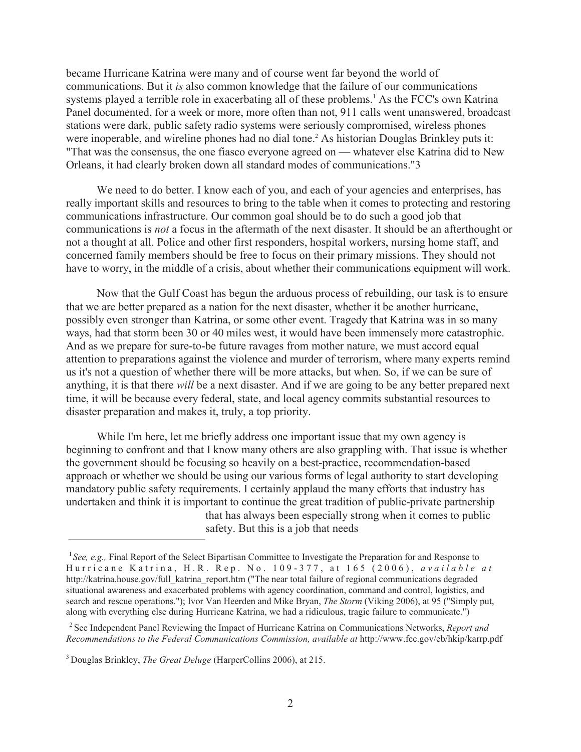became Hurricane Katrina were many and of course went far beyond the world of communications. But it *is* also common knowledge that the failure of our communications systems played a terrible role in exacerbating all of these problems.[1] As the FCC's own Katrina Panel documented, for a week or more, more often than not, 911 calls went unanswered, broadcast stations were dark, public safety radio systems were seriously compromised, wireless phones were inoperable, and wireline phones had no dial tone.[2] As historian Douglas Brinkley puts it: "That was the consensus, the one fiasco everyone agreed on — whatever else Katrina did to New Orleans, it had clearly broken down all standard modes of communications."3

We need to do better. I know each of you, and each of your agencies and enterprises, has really important skills and resources to bring to the table when it comes to protecting and restoring communications infrastructure. Our common goal should be to do such a good job that communications is *not* a focus in the aftermath of the next disaster. It should be an afterthought or not a thought at all. Police and other first responders, hospital workers, nursing home staff, and concerned family members should be free to focus on their primary missions. They should not have to worry, in the middle of a crisis, about whether their communications equipment will work.

Now that the Gulf Coast has begun the arduous process of rebuilding, our task is to ensure that we are better prepared as a nation for the next disaster, whether it be another hurricane, possibly even stronger than Katrina, or some other event. Tragedy that Katrina was in so many ways, had that storm been 30 or 40 miles west, it would have been immensely more catastrophic. And as we prepare for sure-to-be future ravages from mother nature, we must accord equal attention to preparations against the violence and murder of terrorism, where many experts remind us it's not a question of whether there will be more attacks, but when. So, if we can be sure of anything, it is that there *will* be a next disaster. And if we are going to be any better prepared next time, it will be because every federal, state, and local agency commits substantial resources to disaster preparation and makes it, truly, a top priority.

While I'm here, let me briefly address one important issue that my own agency is beginning to confront and that I know many others are also grappling with. That issue is whether the government should be focusing so heavily on a best-practice, recommendation-based approach or whether we should be using our various forms of legal authority to start developing mandatory public safety requirements. I certainly applaud the many efforts that industry has undertaken and think it is important to continue the great tradition of public-private partnership that has always been especially strong when it comes to public safety. But this is a job that needs

---

[1] *See, e.g.,* Final Report of the Select Bipartisan Committee to Investigate the Preparation for and Response to Hurricane Katrina, H.R. Rep. No. 109-377, at 165 (2006), *available at* http://katrina.house.gov/full_katrina_report.htm ("The near total failure of regional communications degraded situational awareness and exacerbated problems with agency coordination, command and control, logistics, and search and rescue operations."); Ivor Van Heerden and Mike Bryan, *The Storm* (Viking 2006), at 95 ("Simply put, along with everything else during Hurricane Katrina, we had a ridiculous, tragic failure to communicate.")

[2] See Independent Panel Reviewing the Impact of Hurricane Katrina on Communications Networks, *Report and Recommendations to the Federal Communications Commission, available at* http://www.fcc.gov/eb/hkip/karrp.pdf

[3] Douglas Brinkley, *The Great Deluge* (HarperCollins 2006), at 215.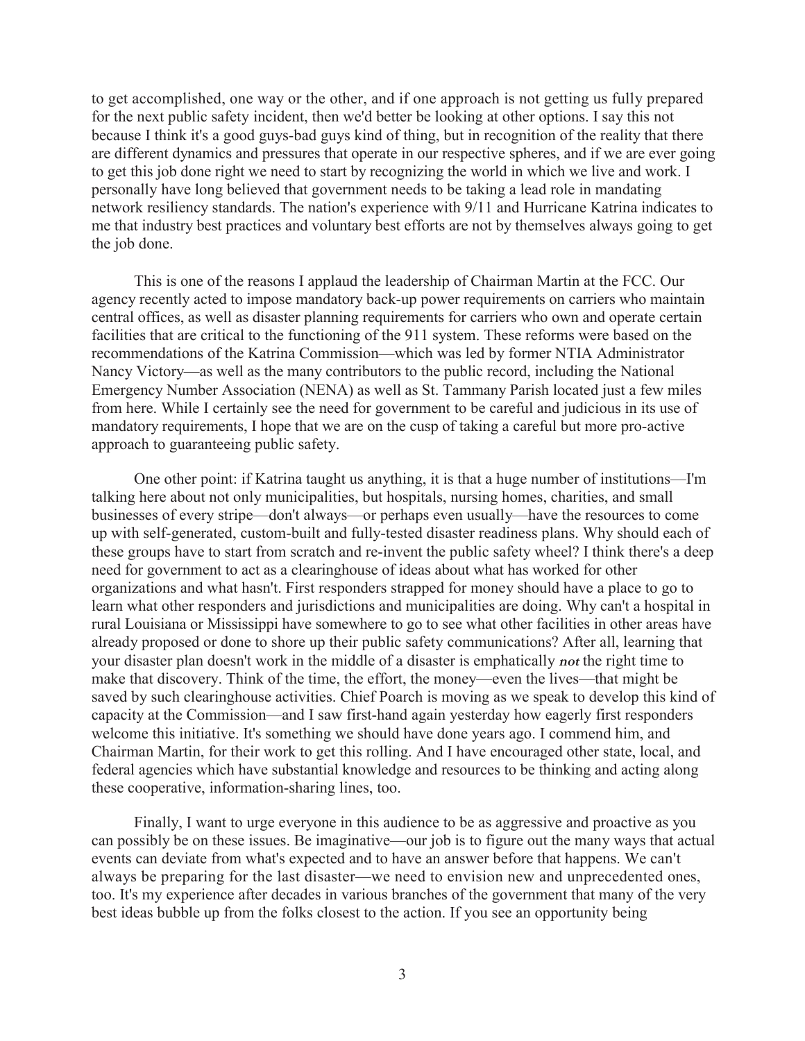to get accomplished, one way or the other, and if one approach is not getting us fully prepared for the next public safety incident, then we'd better be looking at other options. I say this not because I think it's a good guys-bad guys kind of thing, but in recognition of the reality that there are different dynamics and pressures that operate in our respective spheres, and if we are ever going to get this job done right we need to start by recognizing the world in which we live and work. I personally have long believed that government needs to be taking a lead role in mandating network resiliency standards. The nation's experience with 9/11 and Hurricane Katrina indicates to me that industry best practices and voluntary best efforts are not by themselves always going to get the job done.

This is one of the reasons I applaud the leadership of Chairman Martin at the FCC. Our agency recently acted to impose mandatory back-up power requirements on carriers who maintain central offices, as well as disaster planning requirements for carriers who own and operate certain facilities that are critical to the functioning of the 911 system. These reforms were based on the recommendations of the Katrina Commission—which was led by former NTIA Administrator Nancy Victory—as well as the many contributors to the public record, including the National Emergency Number Association (NENA) as well as St. Tammany Parish located just a few miles from here. While I certainly see the need for government to be careful and judicious in its use of mandatory requirements, I hope that we are on the cusp of taking a careful but more pro-active approach to guaranteeing public safety.

One other point: if Katrina taught us anything, it is that a huge number of institutions—I'm talking here about not only municipalities, but hospitals, nursing homes, charities, and small businesses of every stripe—don't always—or perhaps even usually—have the resources to come up with self-generated, custom-built and fully-tested disaster readiness plans. Why should each of these groups have to start from scratch and re-invent the public safety wheel? I think there's a deep need for government to act as a clearinghouse of ideas about what has worked for other organizations and what hasn't. First responders strapped for money should have a place to go to learn what other responders and jurisdictions and municipalities are doing. Why can't a hospital in rural Louisiana or Mississippi have somewhere to go to see what other facilities in other areas have already proposed or done to shore up their public safety communications? After all, learning that your disaster plan doesn't work in the middle of a disaster is emphatically ***not*** the right time to make that discovery. Think of the time, the effort, the money—even the lives—that might be saved by such clearinghouse activities. Chief Poarch is moving as we speak to develop this kind of capacity at the Commission—and I saw first-hand again yesterday how eagerly first responders welcome this initiative. It's something we should have done years ago. I commend him, and Chairman Martin, for their work to get this rolling. And I have encouraged other state, local, and federal agencies which have substantial knowledge and resources to be thinking and acting along these cooperative, information-sharing lines, too.

Finally, I want to urge everyone in this audience to be as aggressive and proactive as you can possibly be on these issues. Be imaginative—our job is to figure out the many ways that actual events can deviate from what's expected and to have an answer before that happens. We can't always be preparing for the last disaster—we need to envision new and unprecedented ones, too. It's my experience after decades in various branches of the government that many of the very best ideas bubble up from the folks closest to the action. If you see an opportunity being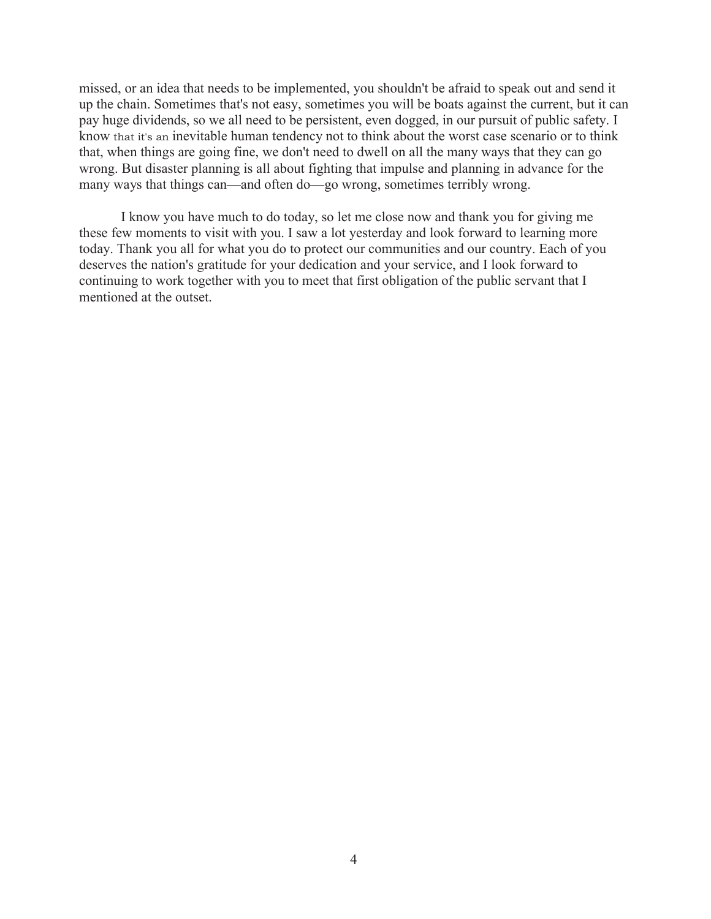missed, or an idea that needs to be implemented, you shouldn't be afraid to speak out and send it up the chain. Sometimes that's not easy, sometimes you will be boats against the current, but it can pay huge dividends, so we all need to be persistent, even dogged, in our pursuit of public safety. I know that it's an inevitable human tendency not to think about the worst case scenario or to think that, when things are going fine, we don't need to dwell on all the many ways that they can go wrong. But disaster planning is all about fighting that impulse and planning in advance for the many ways that things can—and often do—go wrong, sometimes terribly wrong.

I know you have much to do today, so let me close now and thank you for giving me these few moments to visit with you. I saw a lot yesterday and look forward to learning more today. Thank you all for what you do to protect our communities and our country. Each of you deserves the nation's gratitude for your dedication and your service, and I look forward to continuing to work together with you to meet that first obligation of the public servant that I mentioned at the outset.